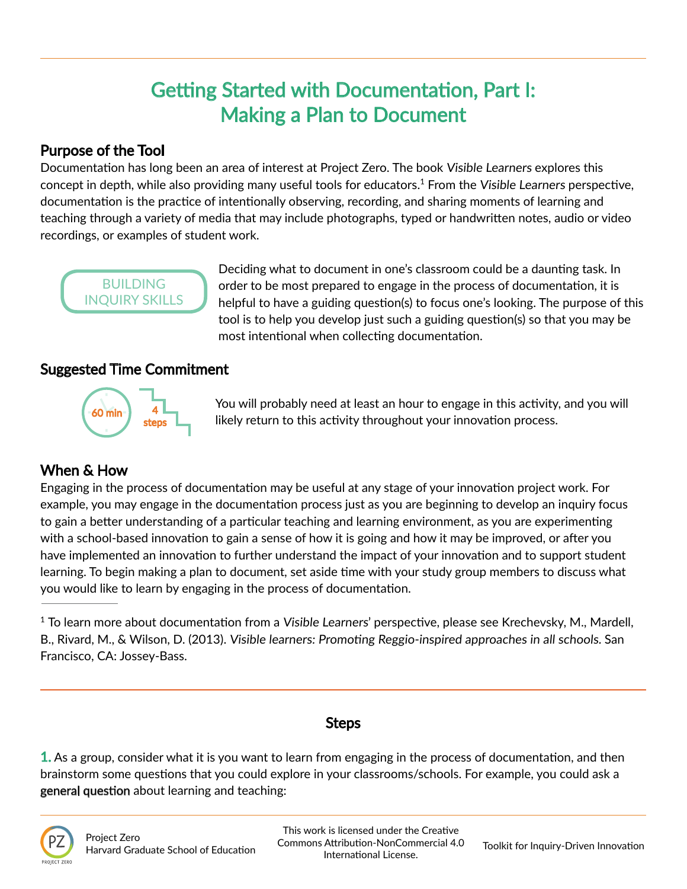# Getting Started with Documentation, Part I: Making a Plan to Document

## Purpose of the Tool

Documentation has long been an area of interest at Project Zero. The book *Visible Learners* explores this concept in depth, while also providing many useful tools for educators.[1] From the *Visible Learners* perspective, documentation is the practice of intentionally observing, recording, and sharing moments of learning and teaching through a variety of media that may include photographs, typed or handwritten notes, audio or video recordings, or examples of student work.

BUILDING INQUIRY SKILLS

Deciding what to document in one's classroom could be a daunting task. In order to be most prepared to engage in the process of documentation, it is helpful to have a guiding question(s) to focus one's looking. The purpose of this tool is to help you develop just such a guiding question(s) so that you may be most intentional when collecting documentation.

## Suggested Time Commitment

60 min | 4 steps

You will probably need at least an hour to engage in this activity, and you will likely return to this activity throughout your innovation process.

## When & How

Engaging in the process of documentation may be useful at any stage of your innovation project work. For example, you may engage in the documentation process just as you are beginning to develop an inquiry focus to gain a better understanding of a particular teaching and learning environment, as you are experimenting with a school-based innovation to gain a sense of how it is going and how it may be improved, or after you have implemented an innovation to further understand the impact of your innovation and to support student learning. To begin making a plan to document, set aside time with your study group members to discuss what you would like to learn by engaging in the process of documentation.

[1] To learn more about documentation from a *Visible Learners*' perspective, please see Krechevsky, M., Mardell, B., Rivard, M., & Wilson, D. (2013). *Visible learners: Promoting Reggio-inspired approaches in all schools.* San Francisco, CA: Jossey-Bass.

## Steps

**1.** As a group, consider what it is you want to learn from engaging in the process of documentation, and then brainstorm some questions that you could explore in your classrooms/schools. For example, you could ask a general question about learning and teaching: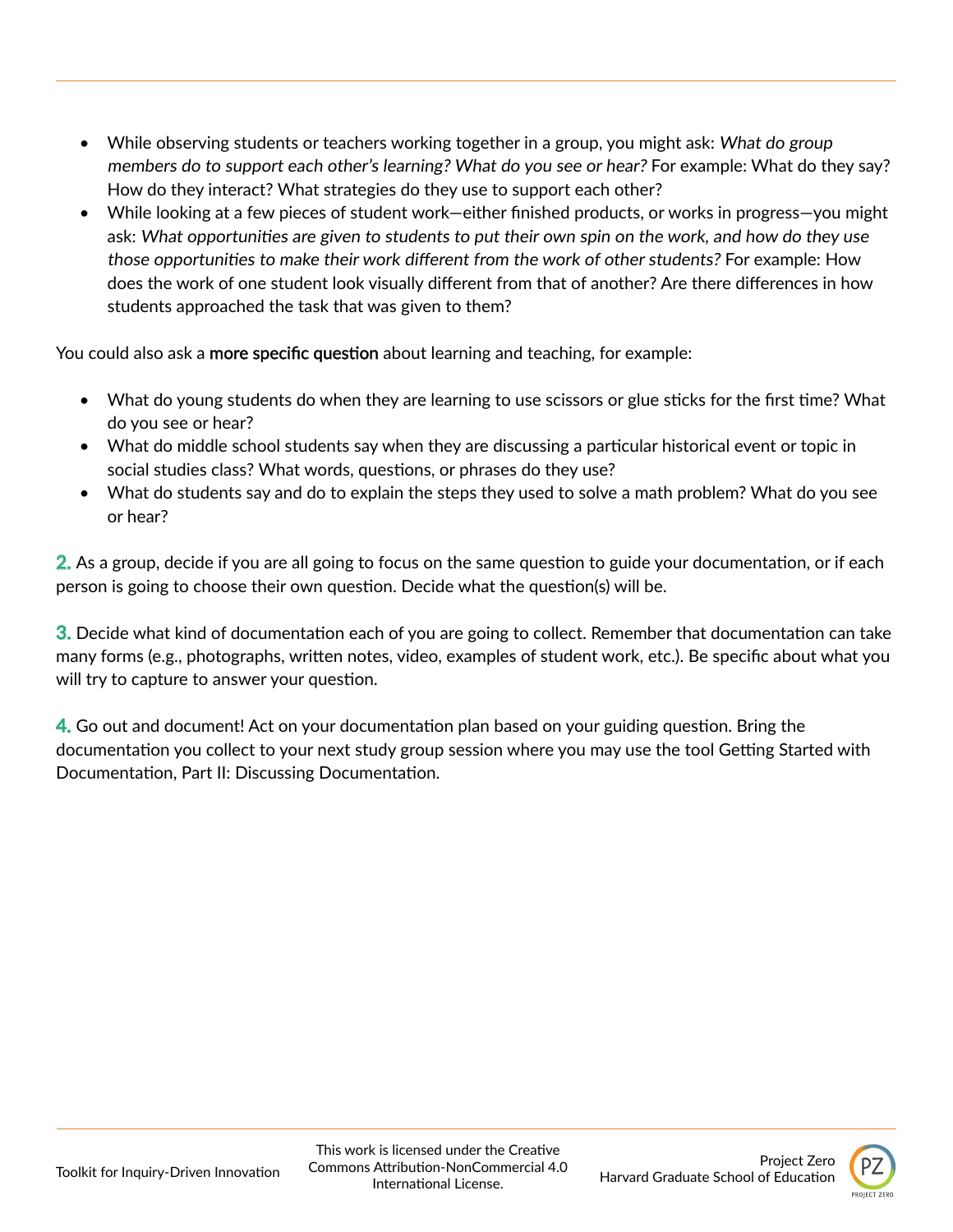- While observing students or teachers working together in a group, you might ask: *What do group members do to support each other's learning? What do you see or hear?* For example: What do they say? How do they interact? What strategies do they use to support each other?
- While looking at a few pieces of student work—either finished products, or works in progress—you might ask: *What opportunities are given to students to put their own spin on the work, and how do they use those opportunities to make their work different from the work of other students?* For example: How does the work of one student look visually different from that of another? Are there differences in how students approached the task that was given to them?

You could also ask a **more specific question** about learning and teaching, for example:

- What do young students do when they are learning to use scissors or glue sticks for the first time? What do you see or hear?
- What do middle school students say when they are discussing a particular historical event or topic in social studies class? What words, questions, or phrases do they use?
- What do students say and do to explain the steps they used to solve a math problem? What do you see or hear?

**2.** As a group, decide if you are all going to focus on the same question to guide your documentation, or if each person is going to choose their own question. Decide what the question(s) will be.

**3.** Decide what kind of documentation each of you are going to collect. Remember that documentation can take many forms (e.g., photographs, written notes, video, examples of student work, etc.). Be specific about what you will try to capture to answer your question.

**4.** Go out and document! Act on your documentation plan based on your guiding question. Bring the documentation you collect to your next study group session where you may use the tool Getting Started with Documentation, Part II: Discussing Documentation.